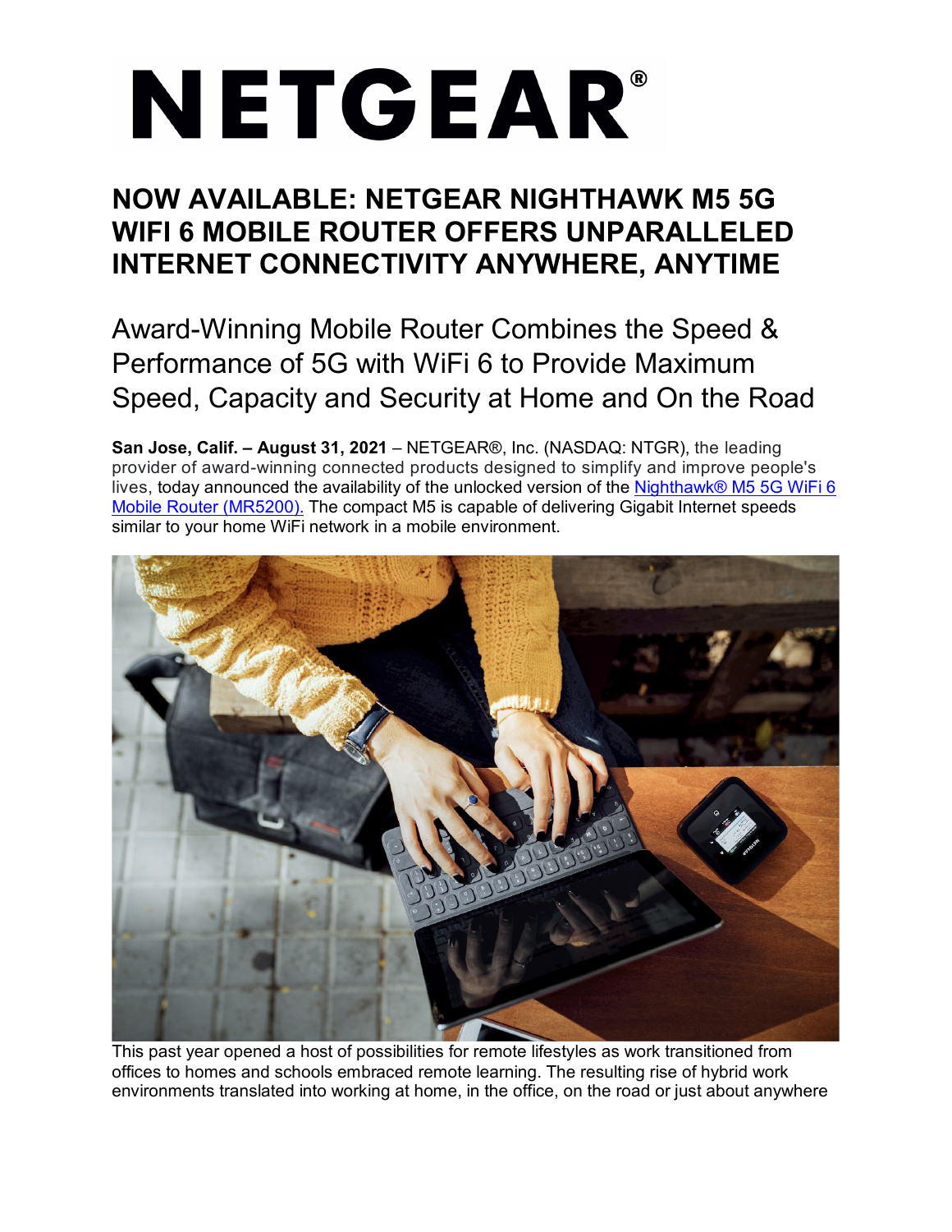# NETGEAR®

## NOW AVAILABLE: NETGEAR NIGHTHAWK M5 5G WIFI 6 MOBILE ROUTER OFFERS UNPARALLELED INTERNET CONNECTIVITY ANYWHERE, ANYTIME

### Award-Winning Mobile Router Combines the Speed & Performance of 5G with WiFi 6 to Provide Maximum Speed, Capacity and Security at Home and On the Road

**San Jose, Calif. – August 31, 2021** – NETGEAR®, Inc. (NASDAQ: NTGR), the leading provider of award-winning connected products designed to simplify and improve people's lives, today announced the availability of the unlocked version of the Nighthawk® M5 5G WiFi 6 Mobile Router (MR5200). The compact M5 is capable of delivering Gigabit Internet speeds similar to your home WiFi network in a mobile environment.

This past year opened a host of possibilities for remote lifestyles as work transitioned from offices to homes and schools embraced remote learning. The resulting rise of hybrid work environments translated into working at home, in the office, on the road or just about anywhere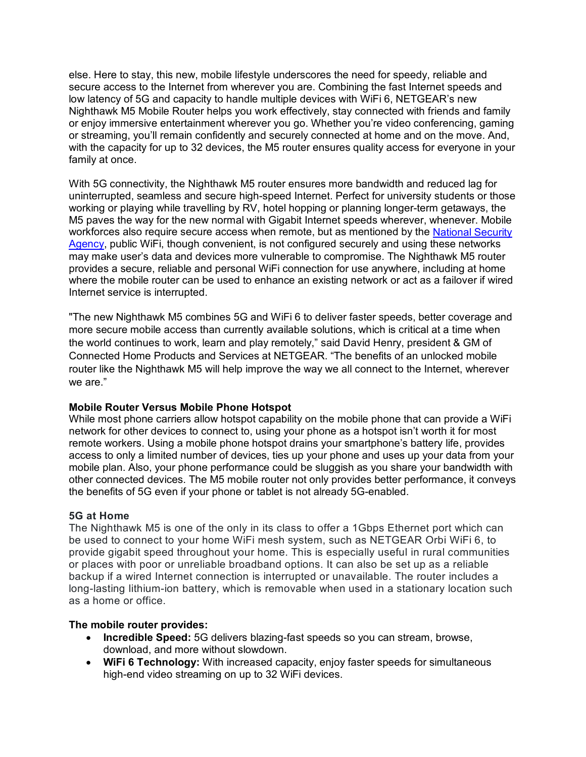else. Here to stay, this new, mobile lifestyle underscores the need for speedy, reliable and secure access to the Internet from wherever you are. Combining the fast Internet speeds and low latency of 5G and capacity to handle multiple devices with WiFi 6, NETGEAR's new Nighthawk M5 Mobile Router helps you work effectively, stay connected with friends and family or enjoy immersive entertainment wherever you go. Whether you're video conferencing, gaming or streaming, you'll remain confidently and securely connected at home and on the move. And, with the capacity for up to 32 devices, the M5 router ensures quality access for everyone in your family at once.

With 5G connectivity, the Nighthawk M5 router ensures more bandwidth and reduced lag for uninterrupted, seamless and secure high-speed Internet. Perfect for university students or those working or playing while travelling by RV, hotel hopping or planning longer-term getaways, the M5 paves the way for the new normal with Gigabit Internet speeds wherever, whenever. Mobile workforces also require secure access when remote, but as mentioned by the National Security Agency, public WiFi, though convenient, is not configured securely and using these networks may make user's data and devices more vulnerable to compromise. The Nighthawk M5 router provides a secure, reliable and personal WiFi connection for use anywhere, including at home where the mobile router can be used to enhance an existing network or act as a failover if wired Internet service is interrupted.

"The new Nighthawk M5 combines 5G and WiFi 6 to deliver faster speeds, better coverage and more secure mobile access than currently available solutions, which is critical at a time when the world continues to work, learn and play remotely," said David Henry, president & GM of Connected Home Products and Services at NETGEAR. "The benefits of an unlocked mobile router like the Nighthawk M5 will help improve the way we all connect to the Internet, wherever we are."

**Mobile Router Versus Mobile Phone Hotspot**

While most phone carriers allow hotspot capability on the mobile phone that can provide a WiFi network for other devices to connect to, using your phone as a hotspot isn't worth it for most remote workers. Using a mobile phone hotspot drains your smartphone's battery life, provides access to only a limited number of devices, ties up your phone and uses up your data from your mobile plan. Also, your phone performance could be sluggish as you share your bandwidth with other connected devices. The M5 mobile router not only provides better performance, it conveys the benefits of 5G even if your phone or tablet is not already 5G-enabled.

**5G at Home**

The Nighthawk M5 is one of the only in its class to offer a 1Gbps Ethernet port which can be used to connect to your home WiFi mesh system, such as NETGEAR Orbi WiFi 6, to provide gigabit speed throughout your home. This is especially useful in rural communities or places with poor or unreliable broadband options. It can also be set up as a reliable backup if a wired Internet connection is interrupted or unavailable. The router includes a long-lasting lithium-ion battery, which is removable when used in a stationary location such as a home or office.

**The mobile router provides:**

- **Incredible Speed:** 5G delivers blazing-fast speeds so you can stream, browse, download, and more without slowdown.
- **WiFi 6 Technology:** With increased capacity, enjoy faster speeds for simultaneous high-end video streaming on up to 32 WiFi devices.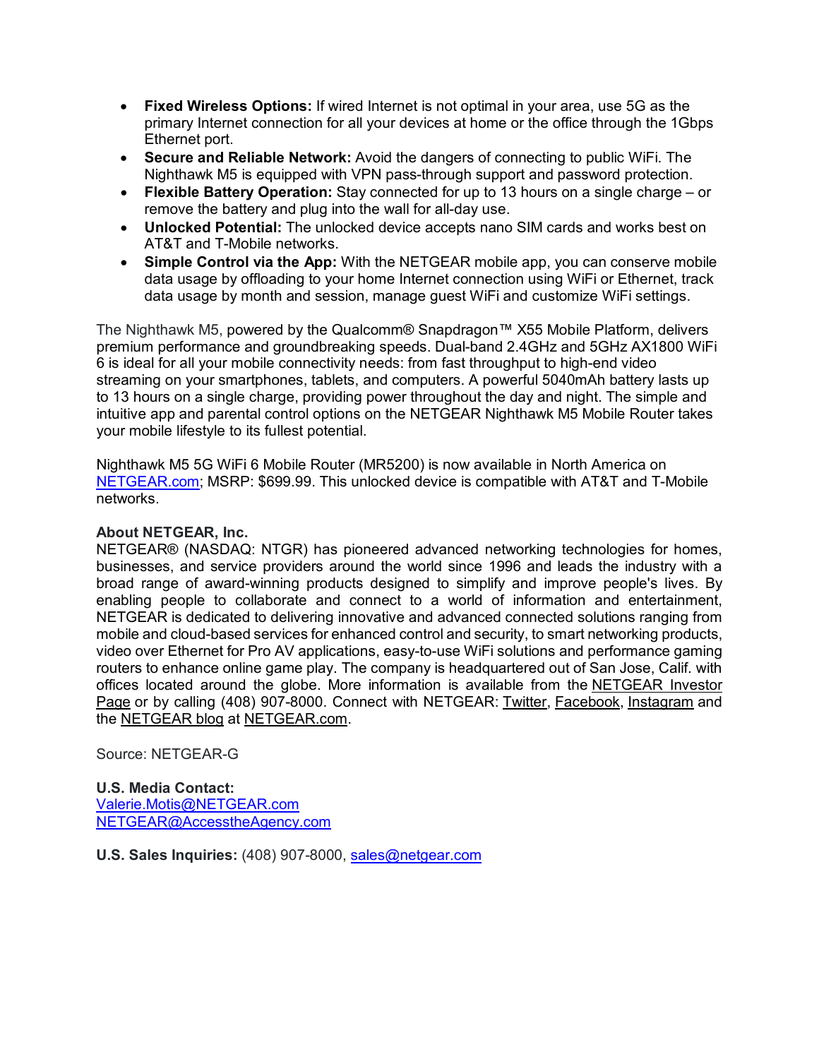- **Fixed Wireless Options:** If wired Internet is not optimal in your area, use 5G as the primary Internet connection for all your devices at home or the office through the 1Gbps Ethernet port.
- **Secure and Reliable Network:** Avoid the dangers of connecting to public WiFi. The Nighthawk M5 is equipped with VPN pass-through support and password protection.
- **Flexible Battery Operation:** Stay connected for up to 13 hours on a single charge – or remove the battery and plug into the wall for all-day use.
- **Unlocked Potential:** The unlocked device accepts nano SIM cards and works best on AT&T and T-Mobile networks.
- **Simple Control via the App:** With the NETGEAR mobile app, you can conserve mobile data usage by offloading to your home Internet connection using WiFi or Ethernet, track data usage by month and session, manage guest WiFi and customize WiFi settings.

The Nighthawk M5, powered by the Qualcomm® Snapdragon™ X55 Mobile Platform, delivers premium performance and groundbreaking speeds. Dual-band 2.4GHz and 5GHz AX1800 WiFi 6 is ideal for all your mobile connectivity needs: from fast throughput to high-end video streaming on your smartphones, tablets, and computers. A powerful 5040mAh battery lasts up to 13 hours on a single charge, providing power throughout the day and night. The simple and intuitive app and parental control options on the NETGEAR Nighthawk M5 Mobile Router takes your mobile lifestyle to its fullest potential.

Nighthawk M5 5G WiFi 6 Mobile Router (MR5200) is now available in North America on NETGEAR.com; MSRP: $699.99. This unlocked device is compatible with AT&T and T-Mobile networks.

**About NETGEAR, Inc.**

NETGEAR® (NASDAQ: NTGR) has pioneered advanced networking technologies for homes, businesses, and service providers around the world since 1996 and leads the industry with a broad range of award-winning products designed to simplify and improve people's lives. By enabling people to collaborate and connect to a world of information and entertainment, NETGEAR is dedicated to delivering innovative and advanced connected solutions ranging from mobile and cloud-based services for enhanced control and security, to smart networking products, video over Ethernet for Pro AV applications, easy-to-use WiFi solutions and performance gaming routers to enhance online game play. The company is headquartered out of San Jose, Calif. with offices located around the globe. More information is available from the NETGEAR Investor Page or by calling (408) 907-8000. Connect with NETGEAR: Twitter, Facebook, Instagram and the NETGEAR blog at NETGEAR.com.

Source: NETGEAR-G

**U.S. Media Contact:**
Valerie.Motis@NETGEAR.com
NETGEAR@AccesstheAgency.com

**U.S. Sales Inquiries:** (408) 907-8000, sales@netgear.com